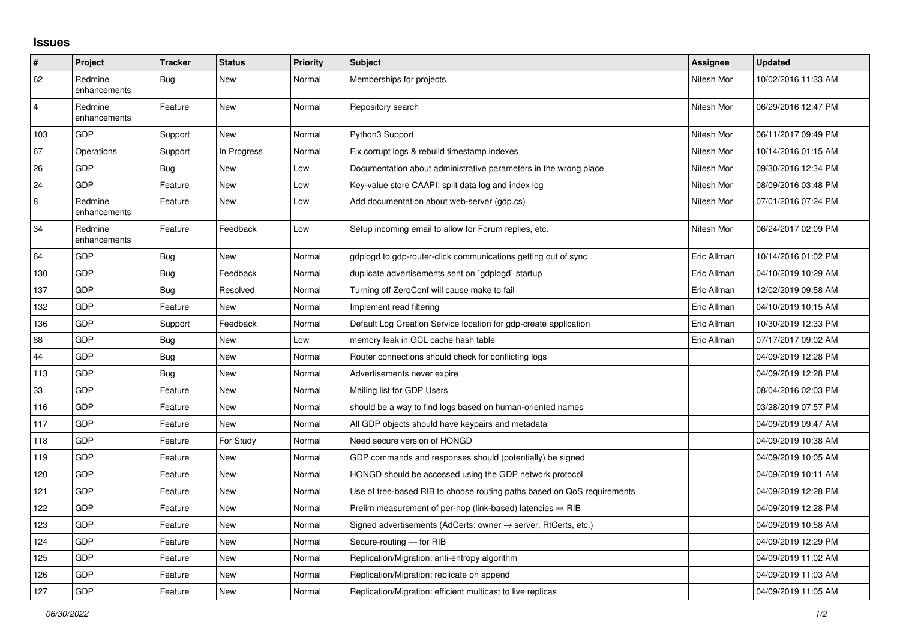# Issues

| # | Project | Tracker | Status | Priority | Subject | Assignee | Updated |
|---|---|---|---|---|---|---|---|
| 62 | Redmine enhancements | Bug | New | Normal | Memberships for projects | Nitesh Mor | 10/02/2016 11:33 AM |
| 4 | Redmine enhancements | Feature | New | Normal | Repository search | Nitesh Mor | 06/29/2016 12:47 PM |
| 103 | GDP | Support | New | Normal | Python3 Support | Nitesh Mor | 06/11/2017 09:49 PM |
| 67 | Operations | Support | In Progress | Normal | Fix corrupt logs & rebuild timestamp indexes | Nitesh Mor | 10/14/2016 01:15 AM |
| 26 | GDP | Bug | New | Low | Documentation about administrative parameters in the wrong place | Nitesh Mor | 09/30/2016 12:34 PM |
| 24 | GDP | Feature | New | Low | Key-value store CAAPI: split data log and index log | Nitesh Mor | 08/09/2016 03:48 PM |
| 8 | Redmine enhancements | Feature | New | Low | Add documentation about web-server (gdp.cs) | Nitesh Mor | 07/01/2016 07:24 PM |
| 34 | Redmine enhancements | Feature | Feedback | Low | Setup incoming email to allow for Forum replies, etc. | Nitesh Mor | 06/24/2017 02:09 PM |
| 64 | GDP | Bug | New | Normal | gdplogd to gdp-router-click communications getting out of sync | Eric Allman | 10/14/2016 01:02 PM |
| 130 | GDP | Bug | Feedback | Normal | duplicate advertisements sent on `gdplogd` startup | Eric Allman | 04/10/2019 10:29 AM |
| 137 | GDP | Bug | Resolved | Normal | Turning off ZeroConf will cause make to fail | Eric Allman | 12/02/2019 09:58 AM |
| 132 | GDP | Feature | New | Normal | Implement read filtering | Eric Allman | 04/10/2019 10:15 AM |
| 136 | GDP | Support | Feedback | Normal | Default Log Creation Service location for gdp-create application | Eric Allman | 10/30/2019 12:33 PM |
| 88 | GDP | Bug | New | Low | memory leak in GCL cache hash table | Eric Allman | 07/17/2017 09:02 AM |
| 44 | GDP | Bug | New | Normal | Router connections should check for conflicting logs | | 04/09/2019 12:28 PM |
| 113 | GDP | Bug | New | Normal | Advertisements never expire | | 04/09/2019 12:28 PM |
| 33 | GDP | Feature | New | Normal | Mailing list for GDP Users | | 08/04/2016 02:03 PM |
| 116 | GDP | Feature | New | Normal | should be a way to find logs based on human-oriented names | | 03/28/2019 07:57 PM |
| 117 | GDP | Feature | New | Normal | All GDP objects should have keypairs and metadata | | 04/09/2019 09:47 AM |
| 118 | GDP | Feature | For Study | Normal | Need secure version of HONGD | | 04/09/2019 10:38 AM |
| 119 | GDP | Feature | New | Normal | GDP commands and responses should (potentially) be signed | | 04/09/2019 10:05 AM |
| 120 | GDP | Feature | New | Normal | HONGD should be accessed using the GDP network protocol | | 04/09/2019 10:11 AM |
| 121 | GDP | Feature | New | Normal | Use of tree-based RIB to choose routing paths based on QoS requirements | | 04/09/2019 12:28 PM |
| 122 | GDP | Feature | New | Normal | Prelim measurement of per-hop (link-based) latencies ⇒ RIB | | 04/09/2019 12:28 PM |
| 123 | GDP | Feature | New | Normal | Signed advertisements (AdCerts: owner → server, RtCerts, etc.) | | 04/09/2019 10:58 AM |
| 124 | GDP | Feature | New | Normal | Secure-routing — for RIB | | 04/09/2019 12:29 PM |
| 125 | GDP | Feature | New | Normal | Replication/Migration: anti-entropy algorithm | | 04/09/2019 11:02 AM |
| 126 | GDP | Feature | New | Normal | Replication/Migration: replicate on append | | 04/09/2019 11:03 AM |
| 127 | GDP | Feature | New | Normal | Replication/Migration: efficient multicast to live replicas | | 04/09/2019 11:05 AM |

*06/30/2022*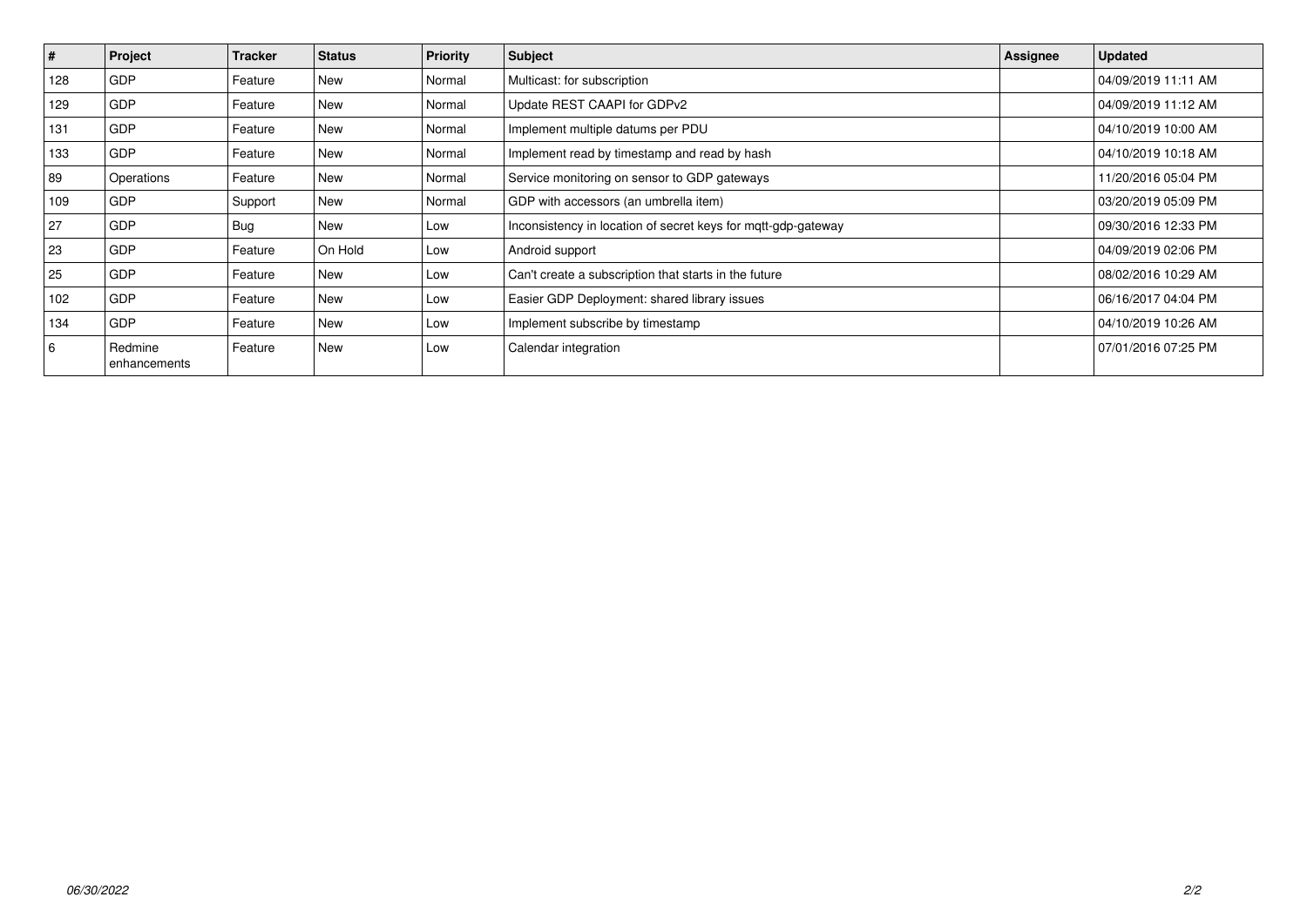| # | Project | Tracker | Status | Priority | Subject | Assignee | Updated |
|---|---|---|---|---|---|---|---|
| 128 | GDP | Feature | New | Normal | Multicast: for subscription | | 04/09/2019 11:11 AM |
| 129 | GDP | Feature | New | Normal | Update REST CAAPI for GDPv2 | | 04/09/2019 11:12 AM |
| 131 | GDP | Feature | New | Normal | Implement multiple datums per PDU | | 04/10/2019 10:00 AM |
| 133 | GDP | Feature | New | Normal | Implement read by timestamp and read by hash | | 04/10/2019 10:18 AM |
| 89 | Operations | Feature | New | Normal | Service monitoring on sensor to GDP gateways | | 11/20/2016 05:04 PM |
| 109 | GDP | Support | New | Normal | GDP with accessors (an umbrella item) | | 03/20/2019 05:09 PM |
| 27 | GDP | Bug | New | Low | Inconsistency in location of secret keys for mqtt-gdp-gateway | | 09/30/2016 12:33 PM |
| 23 | GDP | Feature | On Hold | Low | Android support | | 04/09/2019 02:06 PM |
| 25 | GDP | Feature | New | Low | Can't create a subscription that starts in the future | | 08/02/2016 10:29 AM |
| 102 | GDP | Feature | New | Low | Easier GDP Deployment: shared library issues | | 06/16/2017 04:04 PM |
| 134 | GDP | Feature | New | Low | Implement subscribe by timestamp | | 04/10/2019 10:26 AM |
| 6 | Redmine enhancements | Feature | New | Low | Calendar integration | | 07/01/2016 07:25 PM |